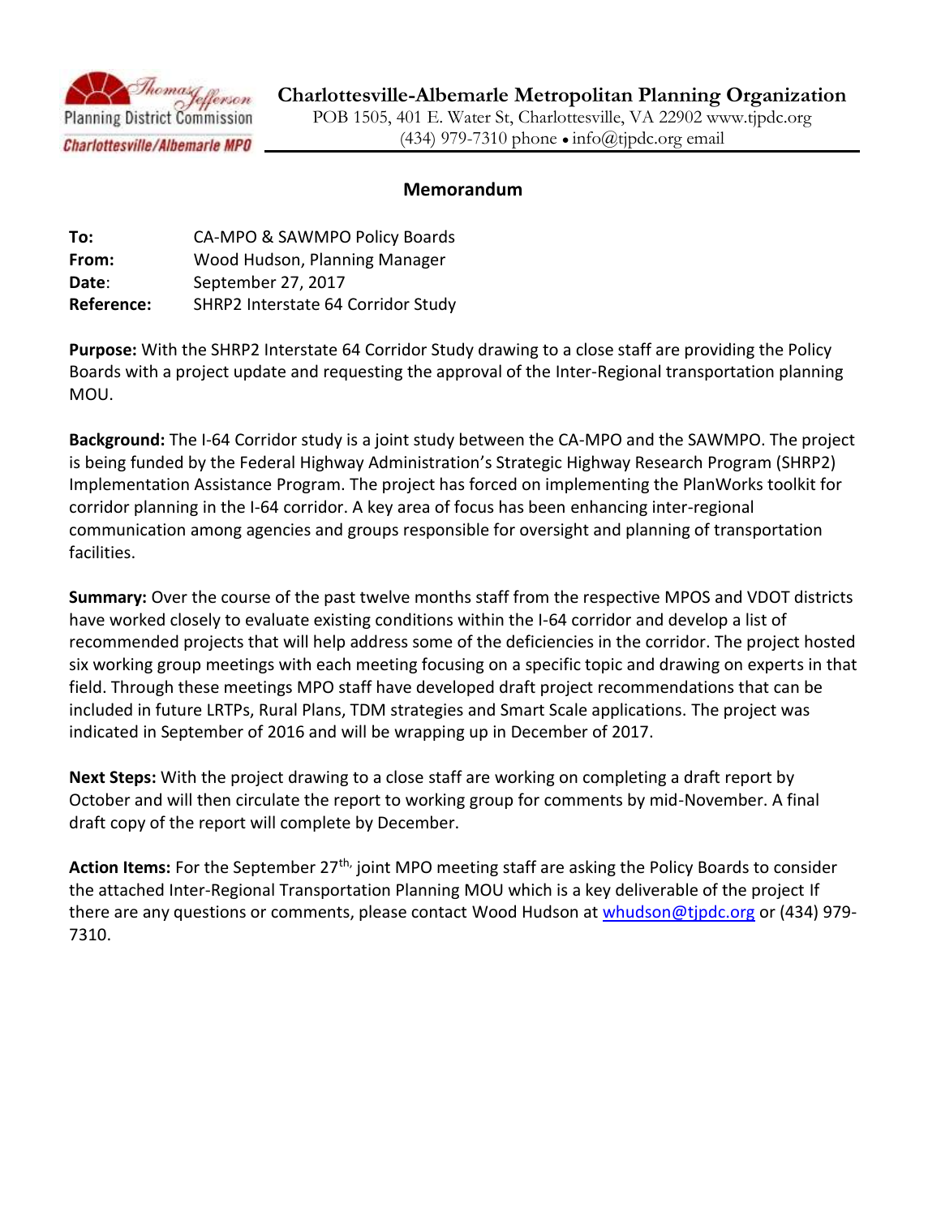**Charlottesville-Albemarle Metropolitan Planning Organization**
POB 1505, 401 E. Water St, Charlottesville, VA 22902 www.tjpdc.org
(434) 979-7310 phone • info@tjpdc.org email

## Memorandum

**To:** CA-MPO & SAWMPO Policy Boards
**From:** Wood Hudson, Planning Manager
**Date**: September 27, 2017
**Reference:** SHRP2 Interstate 64 Corridor Study

**Purpose:** With the SHRP2 Interstate 64 Corridor Study drawing to a close staff are providing the Policy Boards with a project update and requesting the approval of the Inter-Regional transportation planning MOU.

**Background:** The I-64 Corridor study is a joint study between the CA-MPO and the SAWMPO. The project is being funded by the Federal Highway Administration's Strategic Highway Research Program (SHRP2) Implementation Assistance Program. The project has forced on implementing the PlanWorks toolkit for corridor planning in the I-64 corridor. A key area of focus has been enhancing inter-regional communication among agencies and groups responsible for oversight and planning of transportation facilities.

**Summary:** Over the course of the past twelve months staff from the respective MPOS and VDOT districts have worked closely to evaluate existing conditions within the I-64 corridor and develop a list of recommended projects that will help address some of the deficiencies in the corridor. The project hosted six working group meetings with each meeting focusing on a specific topic and drawing on experts in that field. Through these meetings MPO staff have developed draft project recommendations that can be included in future LRTPs, Rural Plans, TDM strategies and Smart Scale applications. The project was indicated in September of 2016 and will be wrapping up in December of 2017.

**Next Steps:** With the project drawing to a close staff are working on completing a draft report by October and will then circulate the report to working group for comments by mid-November. A final draft copy of the report will complete by December.

**Action Items:** For the September 27th, joint MPO meeting staff are asking the Policy Boards to consider the attached Inter-Regional Transportation Planning MOU which is a key deliverable of the project If there are any questions or comments, please contact Wood Hudson at whudson@tjpdc.org or (434) 979-7310.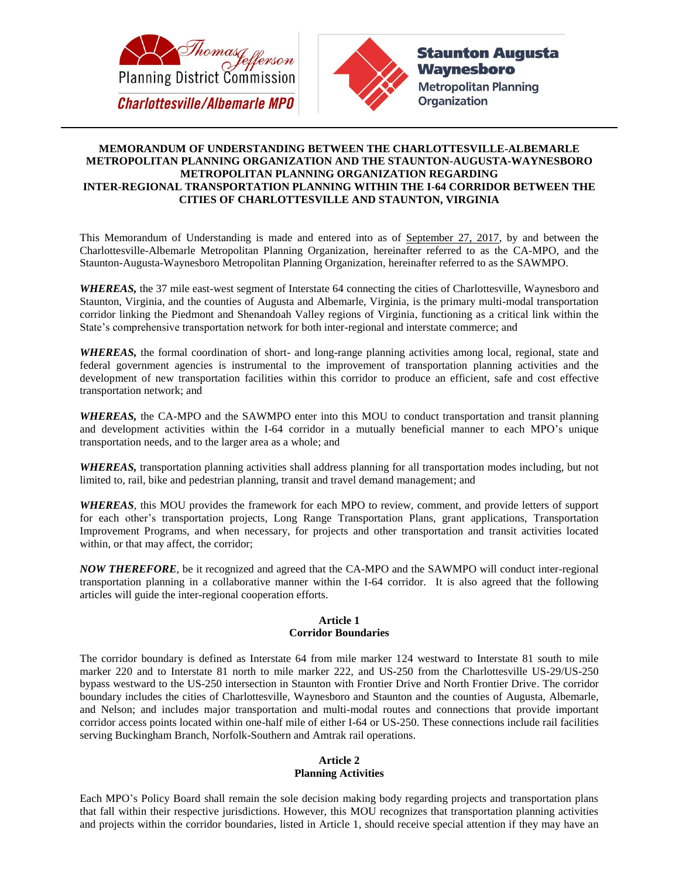# MEMORANDUM OF UNDERSTANDING BETWEEN THE CHARLOTTESVILLE-ALBEMARLE METROPOLITAN PLANNING ORGANIZATION AND THE STAUNTON-AUGUSTA-WAYNESBORO METROPOLITAN PLANNING ORGANIZATION REGARDING INTER-REGIONAL TRANSPORTATION PLANNING WITHIN THE I-64 CORRIDOR BETWEEN THE CITIES OF CHARLOTTESVILLE AND STAUNTON, VIRGINIA

This Memorandum of Understanding is made and entered into as of September 27, 2017, by and between the Charlottesville-Albemarle Metropolitan Planning Organization, hereinafter referred to as the CA-MPO, and the Staunton-Augusta-Waynesboro Metropolitan Planning Organization, hereinafter referred to as the SAWMPO.

***WHEREAS,*** the 37 mile east-west segment of Interstate 64 connecting the cities of Charlottesville, Waynesboro and Staunton, Virginia, and the counties of Augusta and Albemarle, Virginia, is the primary multi-modal transportation corridor linking the Piedmont and Shenandoah Valley regions of Virginia, functioning as a critical link within the State's comprehensive transportation network for both inter-regional and interstate commerce; and

***WHEREAS,*** the formal coordination of short- and long-range planning activities among local, regional, state and federal government agencies is instrumental to the improvement of transportation planning activities and the development of new transportation facilities within this corridor to produce an efficient, safe and cost effective transportation network; and

***WHEREAS,*** the CA-MPO and the SAWMPO enter into this MOU to conduct transportation and transit planning and development activities within the I-64 corridor in a mutually beneficial manner to each MPO's unique transportation needs, and to the larger area as a whole; and

***WHEREAS,*** transportation planning activities shall address planning for all transportation modes including, but not limited to, rail, bike and pedestrian planning, transit and travel demand management; and

***WHEREAS***, this MOU provides the framework for each MPO to review, comment, and provide letters of support for each other's transportation projects, Long Range Transportation Plans, grant applications, Transportation Improvement Programs, and when necessary, for projects and other transportation and transit activities located within, or that may affect, the corridor;

***NOW THEREFORE***, be it recognized and agreed that the CA-MPO and the SAWMPO will conduct inter-regional transportation planning in a collaborative manner within the I-64 corridor. It is also agreed that the following articles will guide the inter-regional cooperation efforts.

## Article 1
## Corridor Boundaries

The corridor boundary is defined as Interstate 64 from mile marker 124 westward to Interstate 81 south to mile marker 220 and to Interstate 81 north to mile marker 222, and US-250 from the Charlottesville US-29/US-250 bypass westward to the US-250 intersection in Staunton with Frontier Drive and North Frontier Drive. The corridor boundary includes the cities of Charlottesville, Waynesboro and Staunton and the counties of Augusta, Albemarle, and Nelson; and includes major transportation and multi-modal routes and connections that provide important corridor access points located within one-half mile of either I-64 or US-250. These connections include rail facilities serving Buckingham Branch, Norfolk-Southern and Amtrak rail operations.

## Article 2
## Planning Activities

Each MPO's Policy Board shall remain the sole decision making body regarding projects and transportation plans that fall within their respective jurisdictions. However, this MOU recognizes that transportation planning activities and projects within the corridor boundaries, listed in Article 1, should receive special attention if they may have an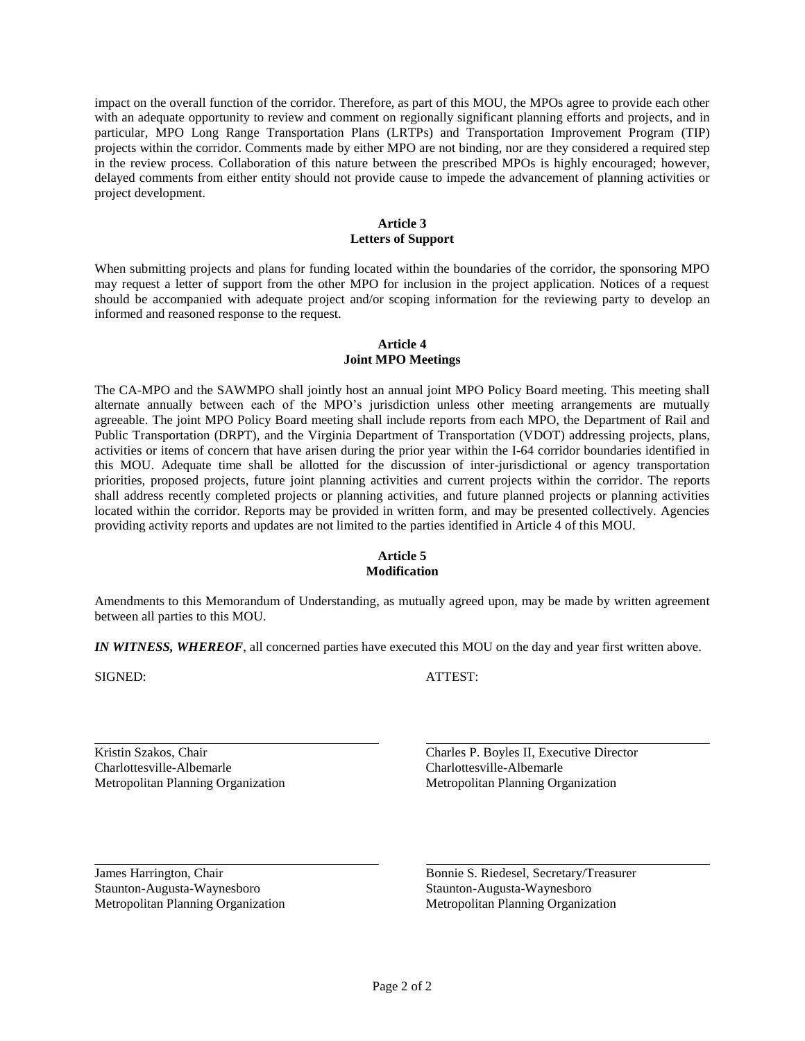impact on the overall function of the corridor. Therefore, as part of this MOU, the MPOs agree to provide each other with an adequate opportunity to review and comment on regionally significant planning efforts and projects, and in particular, MPO Long Range Transportation Plans (LRTPs) and Transportation Improvement Program (TIP) projects within the corridor. Comments made by either MPO are not binding, nor are they considered a required step in the review process. Collaboration of this nature between the prescribed MPOs is highly encouraged; however, delayed comments from either entity should not provide cause to impede the advancement of planning activities or project development.

**Article 3**
**Letters of Support**

When submitting projects and plans for funding located within the boundaries of the corridor, the sponsoring MPO may request a letter of support from the other MPO for inclusion in the project application. Notices of a request should be accompanied with adequate project and/or scoping information for the reviewing party to develop an informed and reasoned response to the request.

**Article 4**
**Joint MPO Meetings**

The CA-MPO and the SAWMPO shall jointly host an annual joint MPO Policy Board meeting. This meeting shall alternate annually between each of the MPO's jurisdiction unless other meeting arrangements are mutually agreeable. The joint MPO Policy Board meeting shall include reports from each MPO, the Department of Rail and Public Transportation (DRPT), and the Virginia Department of Transportation (VDOT) addressing projects, plans, activities or items of concern that have arisen during the prior year within the I-64 corridor boundaries identified in this MOU. Adequate time shall be allotted for the discussion of inter-jurisdictional or agency transportation priorities, proposed projects, future joint planning activities and current projects within the corridor. The reports shall address recently completed projects or planning activities, and future planned projects or planning activities located within the corridor. Reports may be provided in written form, and may be presented collectively. Agencies providing activity reports and updates are not limited to the parties identified in Article 4 of this MOU.

**Article 5**
**Modification**

Amendments to this Memorandum of Understanding, as mutually agreed upon, may be made by written agreement between all parties to this MOU.

***IN WITNESS, WHEREOF***, all concerned parties have executed this MOU on the day and year first written above.

SIGNED:

Kristin Szakos, Chair
Charlottesville-Albemarle
Metropolitan Planning Organization

James Harrington, Chair
Staunton-Augusta-Waynesboro
Metropolitan Planning Organization

ATTEST:

Charles P. Boyles II, Executive Director
Charlottesville-Albemarle
Metropolitan Planning Organization

Bonnie S. Riedesel, Secretary/Treasurer
Staunton-Augusta-Waynesboro
Metropolitan Planning Organization